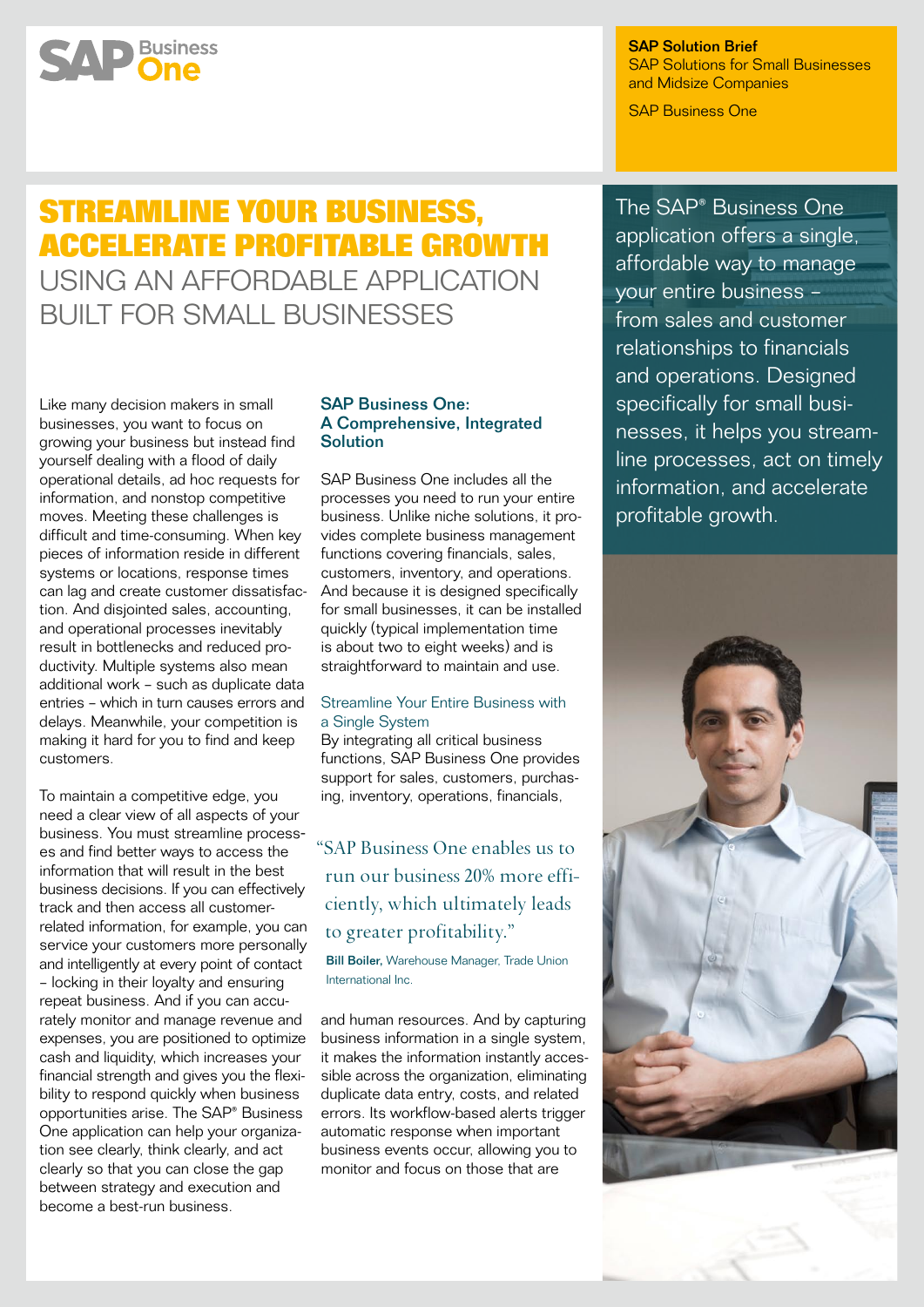SAP Business One

**SAP Solution Brief**
SAP Solutions for Small Businesses and Midsize Companies

SAP Business One

# STREAMLINE YOUR BUSINESS, ACCELERATE PROFITABLE GROWTH

## USING AN AFFORDABLE APPLICATION BUILT FOR SMALL BUSINESSES

The SAP® Business One application offers a single, affordable way to manage your entire business – from sales and customer relationships to financials and operations. Designed specifically for small businesses, it helps you streamline processes, act on timely information, and accelerate profitable growth.

Like many decision makers in small businesses, you want to focus on growing your business but instead find yourself dealing with a flood of daily operational details, ad hoc requests for information, and nonstop competitive moves. Meeting these challenges is difficult and time-consuming. When key pieces of information reside in different systems or locations, response times can lag and create customer dissatisfaction. And disjointed sales, accounting, and operational processes inevitably result in bottlenecks and reduced productivity. Multiple systems also mean additional work – such as duplicate data entries – which in turn causes errors and delays. Meanwhile, your competition is making it hard for you to find and keep customers.

To maintain a competitive edge, you need a clear view of all aspects of your business. You must streamline processes and find better ways to access the information that will result in the best business decisions. If you can effectively track and then access all customer-related information, for example, you can service your customers more personally and intelligently at every point of contact – locking in their loyalty and ensuring repeat business. And if you can accurately monitor and manage revenue and expenses, you are positioned to optimize cash and liquidity, which increases your financial strength and gives you the flexibility to respond quickly when business opportunities arise. The SAP® Business One application can help your organization see clearly, think clearly, and act clearly so that you can close the gap between strategy and execution and become a best-run business.

### SAP Business One: A Comprehensive, Integrated Solution

SAP Business One includes all the processes you need to run your entire business. Unlike niche solutions, it provides complete business management functions covering financials, sales, customers, inventory, and operations. And because it is designed specifically for small businesses, it can be installed quickly (typical implementation time is about two to eight weeks) and is straightforward to maintain and use.

#### Streamline Your Entire Business with a Single System

By integrating all critical business functions, SAP Business One provides support for sales, customers, purchasing, inventory, operations, financials, and human resources. And by capturing business information in a single system, it makes the information instantly accessible across the organization, eliminating duplicate data entry, costs, and related errors. Its workflow-based alerts trigger automatic response when important business events occur, allowing you to monitor and focus on those that are

> "SAP Business One enables us to run our business 20% more efficiently, which ultimately leads to greater profitability."
>
> **Bill Boiler,** Warehouse Manager, Trade Union International Inc.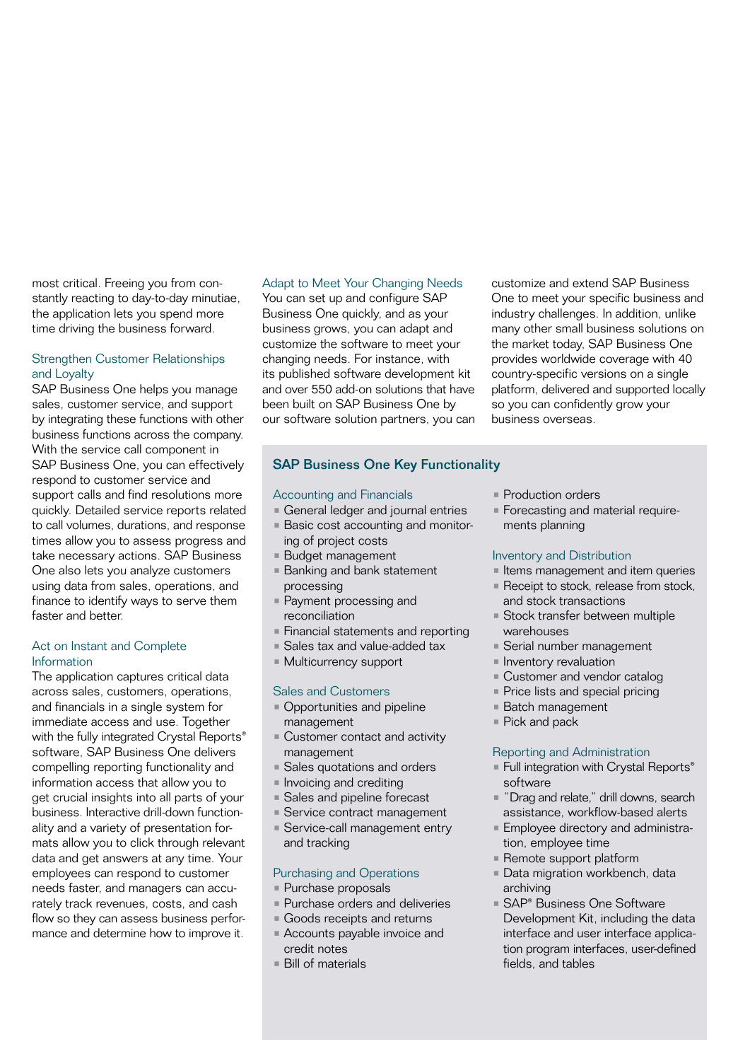most critical. Freeing you from constantly reacting to day-to-day minutiae, the application lets you spend more time driving the business forward.

### Strengthen Customer Relationships and Loyalty

SAP Business One helps you manage sales, customer service, and support by integrating these functions with other business functions across the company. With the service call component in SAP Business One, you can effectively respond to customer service and support calls and find resolutions more quickly. Detailed service reports related to call volumes, durations, and response times allow you to assess progress and take necessary actions. SAP Business One also lets you analyze customers using data from sales, operations, and finance to identify ways to serve them faster and better.

### Act on Instant and Complete Information

The application captures critical data across sales, customers, operations, and financials in a single system for immediate access and use. Together with the fully integrated Crystal Reports® software, SAP Business One delivers compelling reporting functionality and information access that allow you to get crucial insights into all parts of your business. Interactive drill-down functionality and a variety of presentation formats allow you to click through relevant data and get answers at any time. Your employees can respond to customer needs faster, and managers can accurately track revenues, costs, and cash flow so they can assess business performance and determine how to improve it.

### Adapt to Meet Your Changing Needs

You can set up and configure SAP Business One quickly, and as your business grows, you can adapt and customize the software to meet your changing needs. For instance, with its published software development kit and over 550 add-on solutions that have been built on SAP Business One by our software solution partners, you can customize and extend SAP Business One to meet your specific business and industry challenges. In addition, unlike many other small business solutions on the market today, SAP Business One provides worldwide coverage with 40 country-specific versions on a single platform, delivered and supported locally so you can confidently grow your business overseas.

## SAP Business One Key Functionality

### Accounting and Financials

- General ledger and journal entries
- Basic cost accounting and monitoring of project costs
- Budget management
- Banking and bank statement processing
- Payment processing and reconciliation
- Financial statements and reporting
- Sales tax and value-added tax
- Multicurrency support

### Sales and Customers

- Opportunities and pipeline management
- Customer contact and activity management
- Sales quotations and orders
- Invoicing and crediting
- Sales and pipeline forecast
- Service contract management
- Service-call management entry and tracking

### Purchasing and Operations

- Purchase proposals
- Purchase orders and deliveries
- Goods receipts and returns
- Accounts payable invoice and credit notes
- Bill of materials
- Production orders
- Forecasting and material requirements planning

### Inventory and Distribution

- Items management and item queries
- Receipt to stock, release from stock, and stock transactions
- Stock transfer between multiple warehouses
- Serial number management
- Inventory revaluation
- Customer and vendor catalog
- Price lists and special pricing
- Batch management
- Pick and pack

### Reporting and Administration

- Full integration with Crystal Reports® software
- "Drag and relate," drill downs, search assistance, workflow-based alerts
- Employee directory and administration, employee time
- Remote support platform
- Data migration workbench, data archiving
- SAP® Business One Software Development Kit, including the data interface and user interface application program interfaces, user-defined fields, and tables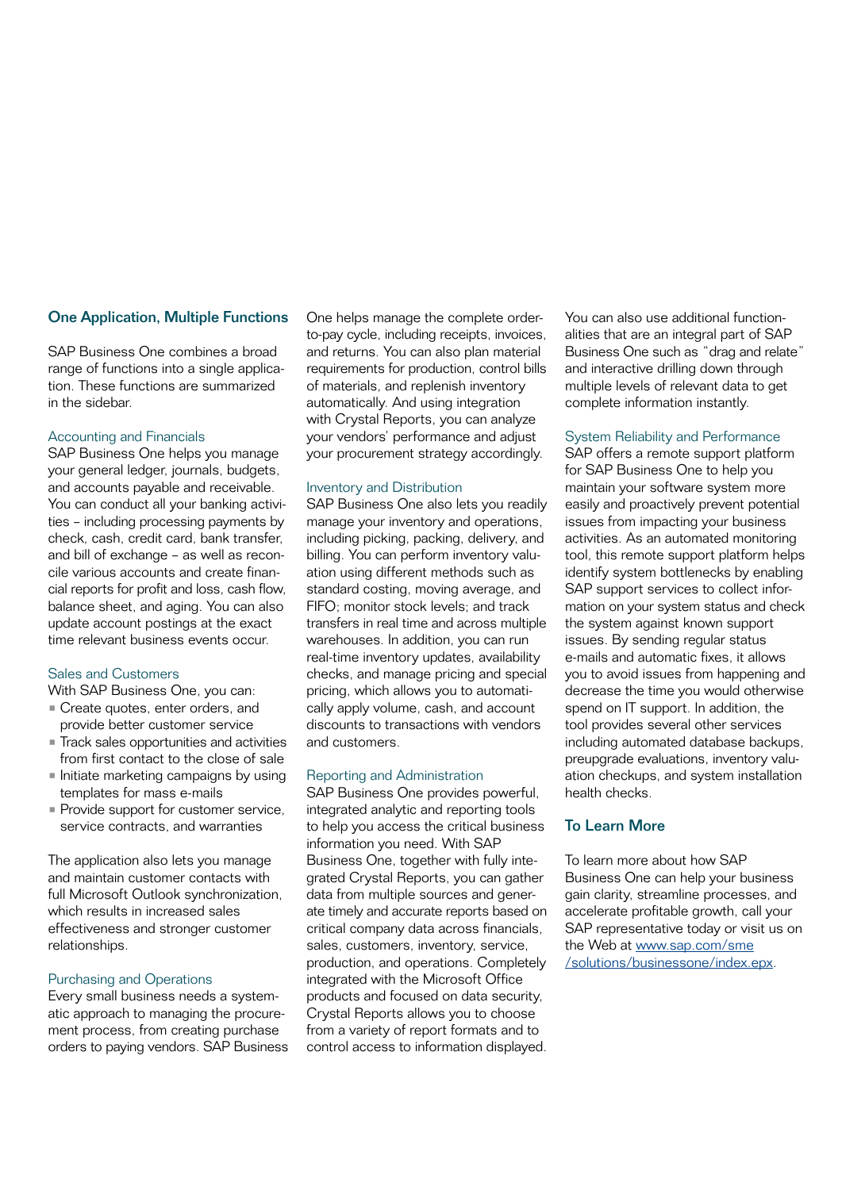## One Application, Multiple Functions

SAP Business One combines a broad range of functions into a single application. These functions are summarized in the sidebar.

### Accounting and Financials

SAP Business One helps you manage your general ledger, journals, budgets, and accounts payable and receivable. You can conduct all your banking activities – including processing payments by check, cash, credit card, bank transfer, and bill of exchange – as well as reconcile various accounts and create financial reports for profit and loss, cash flow, balance sheet, and aging. You can also update account postings at the exact time relevant business events occur.

### Sales and Customers

With SAP Business One, you can:

- Create quotes, enter orders, and provide better customer service
- Track sales opportunities and activities from first contact to the close of sale
- Initiate marketing campaigns by using templates for mass e-mails
- Provide support for customer service, service contracts, and warranties

The application also lets you manage and maintain customer contacts with full Microsoft Outlook synchronization, which results in increased sales effectiveness and stronger customer relationships.

### Purchasing and Operations

Every small business needs a systematic approach to managing the procurement process, from creating purchase orders to paying vendors. SAP Business One helps manage the complete order-to-pay cycle, including receipts, invoices, and returns. You can also plan material requirements for production, control bills of materials, and replenish inventory automatically. And using integration with Crystal Reports, you can analyze your vendors' performance and adjust your procurement strategy accordingly.

### Inventory and Distribution

SAP Business One also lets you readily manage your inventory and operations, including picking, packing, delivery, and billing. You can perform inventory valuation using different methods such as standard costing, moving average, and FIFO; monitor stock levels; and track transfers in real time and across multiple warehouses. In addition, you can run real-time inventory updates, availability checks, and manage pricing and special pricing, which allows you to automatically apply volume, cash, and account discounts to transactions with vendors and customers.

### Reporting and Administration

SAP Business One provides powerful, integrated analytic and reporting tools to help you access the critical business information you need. With SAP Business One, together with fully integrated Crystal Reports, you can gather data from multiple sources and generate timely and accurate reports based on critical company data across financials, sales, customers, inventory, service, production, and operations. Completely integrated with the Microsoft Office products and focused on data security, Crystal Reports allows you to choose from a variety of report formats and to control access to information displayed.

You can also use additional functionalities that are an integral part of SAP Business One such as "drag and relate" and interactive drilling down through multiple levels of relevant data to get complete information instantly.

### System Reliability and Performance

SAP offers a remote support platform for SAP Business One to help you maintain your software system more easily and proactively prevent potential issues from impacting your business activities. As an automated monitoring tool, this remote support platform helps identify system bottlenecks by enabling SAP support services to collect information on your system status and check the system against known support issues. By sending regular status e-mails and automatic fixes, it allows you to avoid issues from happening and decrease the time you would otherwise spend on IT support. In addition, the tool provides several other services including automated database backups, preupgrade evaluations, inventory valuation checkups, and system installation health checks.

## To Learn More

To learn more about how SAP Business One can help your business gain clarity, streamline processes, and accelerate profitable growth, call your SAP representative today or visit us on the Web at [www.sap.com/sme/solutions/businessone/index.epx](www.sap.com/sme/solutions/businessone/index.epx).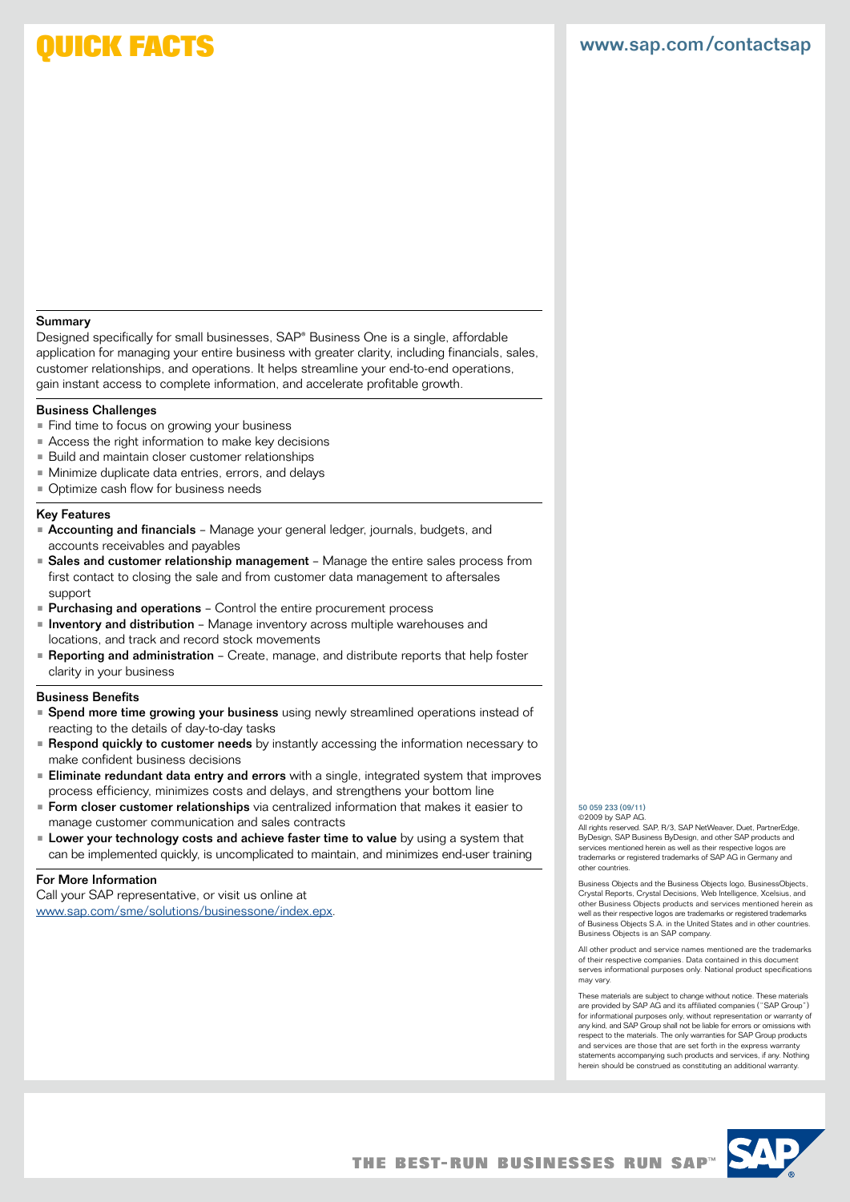# QUICK FACTS

www.sap.com/contactsap

### Summary

Designed specifically for small businesses, SAP® Business One is a single, affordable application for managing your entire business with greater clarity, including financials, sales, customer relationships, and operations. It helps streamline your end-to-end operations, gain instant access to complete information, and accelerate profitable growth.

### Business Challenges

- Find time to focus on growing your business
- Access the right information to make key decisions
- Build and maintain closer customer relationships
- Minimize duplicate data entries, errors, and delays
- Optimize cash flow for business needs

### Key Features

- **Accounting and financials** – Manage your general ledger, journals, budgets, and accounts receivables and payables
- **Sales and customer relationship management** – Manage the entire sales process from first contact to closing the sale and from customer data management to aftersales support
- **Purchasing and operations** – Control the entire procurement process
- **Inventory and distribution** – Manage inventory across multiple warehouses and locations, and track and record stock movements
- **Reporting and administration** – Create, manage, and distribute reports that help foster clarity in your business

### Business Benefits

- **Spend more time growing your business** using newly streamlined operations instead of reacting to the details of day-to-day tasks
- **Respond quickly to customer needs** by instantly accessing the information necessary to make confident business decisions
- **Eliminate redundant data entry and errors** with a single, integrated system that improves process efficiency, minimizes costs and delays, and strengthens your bottom line
- **Form closer customer relationships** via centralized information that makes it easier to manage customer communication and sales contracts
- **Lower your technology costs and achieve faster time to value** by using a system that can be implemented quickly, is uncomplicated to maintain, and minimizes end-user training

### For More Information

Call your SAP representative, or visit us online at www.sap.com/sme/solutions/businessone/index.epx.

50 059 233 (09/11)
©2009 by SAP AG.
All rights reserved. SAP, R/3, SAP NetWeaver, Duet, PartnerEdge, ByDesign, SAP Business ByDesign, and other SAP products and services mentioned herein as well as their respective logos are trademarks or registered trademarks of SAP AG in Germany and other countries.

Business Objects and the Business Objects logo, BusinessObjects, Crystal Reports, Crystal Decisions, Web Intelligence, Xcelsius, and other Business Objects products and services mentioned herein as well as their respective logos are trademarks or registered trademarks of Business Objects S.A. in the United States and in other countries. Business Objects is an SAP company.

All other product and service names mentioned are the trademarks of their respective companies. Data contained in this document serves informational purposes only. National product specifications may vary.

These materials are subject to change without notice. These materials are provided by SAP AG and its affiliated companies ("SAP Group") for informational purposes only, without representation or warranty of any kind, and SAP Group shall not be liable for errors or omissions with respect to the materials. The only warranties for SAP Group products and services are those that are set forth in the express warranty statements accompanying such products and services, if any. Nothing herein should be construed as constituting an additional warranty.

THE BEST-RUN BUSINESSES RUN SAP™